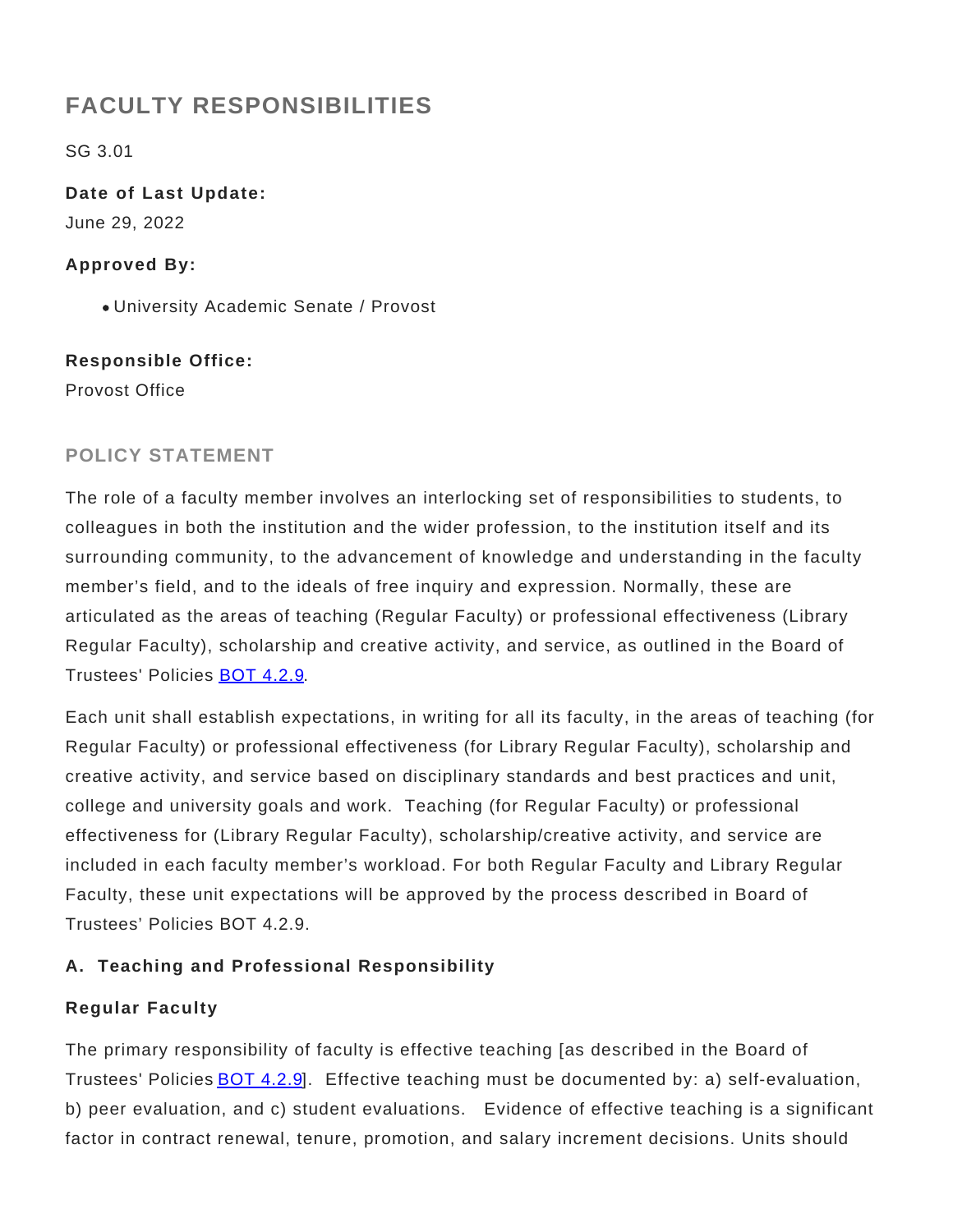# FACULTY RESPONSIBILITIES

SG 3.01

**Date of Last Update:**

June 29, 2022

**Approved By:**

- University Academic Senate / Provost

**Responsible Office:**

Provost Office

## POLICY STATEMENT

The role of a faculty member involves an interlocking set of responsibilities to students, to colleagues in both the institution and the wider profession, to the institution itself and its surrounding community, to the advancement of knowledge and understanding in the faculty member's field, and to the ideals of free inquiry and expression. Normally, these are articulated as the areas of teaching (Regular Faculty) or professional effectiveness (Library Regular Faculty), scholarship and creative activity, and service, as outlined in the Board of Trustees' Policies BOT 4.2.9.

Each unit shall establish expectations, in writing for all its faculty, in the areas of teaching (for Regular Faculty) or professional effectiveness (for Library Regular Faculty), scholarship and creative activity, and service based on disciplinary standards and best practices and unit, college and university goals and work. Teaching (for Regular Faculty) or professional effectiveness for (Library Regular Faculty), scholarship/creative activity, and service are included in each faculty member's workload. For both Regular Faculty and Library Regular Faculty, these unit expectations will be approved by the process described in Board of Trustees' Policies BOT 4.2.9.

**A. Teaching and Professional Responsibility**

**Regular Faculty**

The primary responsibility of faculty is effective teaching [as described in the Board of Trustees' Policies BOT 4.2.9]. Effective teaching must be documented by: a) self-evaluation, b) peer evaluation, and c) student evaluations. Evidence of effective teaching is a significant factor in contract renewal, tenure, promotion, and salary increment decisions. Units should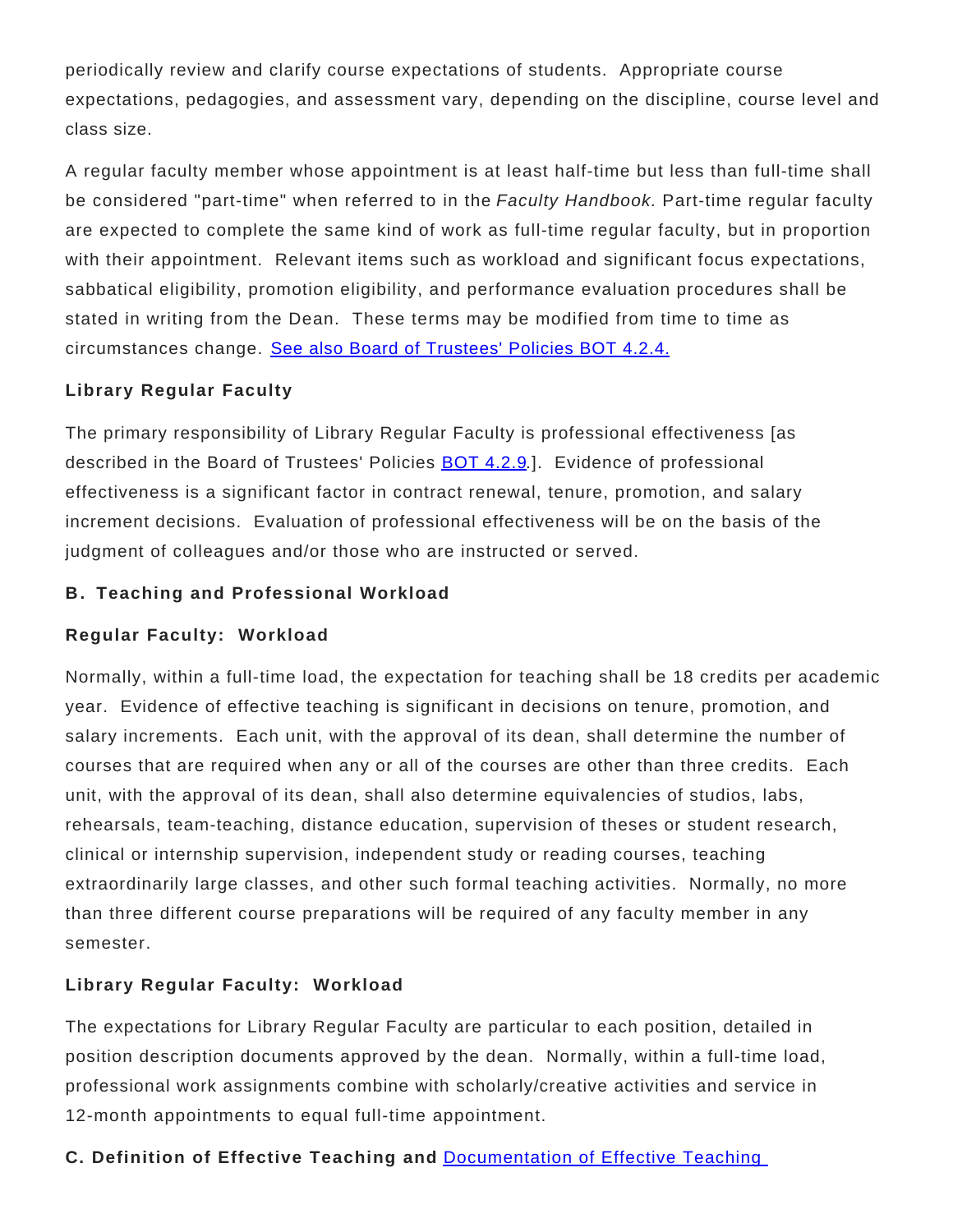periodically review and clarify course expectations of students. Appropriate course expectations, pedagogies, and assessment vary, depending on the discipline, course level and class size.

A regular faculty member whose appointment is at least half-time but less than full-time shall be considered "part-time" when referred to in the *Faculty Handbook.* Part-time regular faculty are expected to complete the same kind of work as full-time regular faculty, but in proportion with their appointment. Relevant items such as workload and significant focus expectations, sabbatical eligibility, promotion eligibility, and performance evaluation procedures shall be stated in writing from the Dean. These terms may be modified from time to time as circumstances change. [See also Board of Trustees' Policies BOT 4.2.4.]()

**Library Regular Faculty**

The primary responsibility of Library Regular Faculty is professional effectiveness [as described in the Board of Trustees' Policies [BOT 4.2.9]().]. Evidence of professional effectiveness is a significant factor in contract renewal, tenure, promotion, and salary increment decisions. Evaluation of professional effectiveness will be on the basis of the judgment of colleagues and/or those who are instructed or served.

**B. Teaching and Professional Workload**

**Regular Faculty: Workload**

Normally, within a full-time load, the expectation for teaching shall be 18 credits per academic year. Evidence of effective teaching is significant in decisions on tenure, promotion, and salary increments. Each unit, with the approval of its dean, shall determine the number of courses that are required when any or all of the courses are other than three credits. Each unit, with the approval of its dean, shall also determine equivalencies of studios, labs, rehearsals, team-teaching, distance education, supervision of theses or student research, clinical or internship supervision, independent study or reading courses, teaching extraordinarily large classes, and other such formal teaching activities. Normally, no more than three different course preparations will be required of any faculty member in any semester.

**Library Regular Faculty: Workload**

The expectations for Library Regular Faculty are particular to each position, detailed in position description documents approved by the dean. Normally, within a full-time load, professional work assignments combine with scholarly/creative activities and service in 12-month appointments to equal full-time appointment.

**C. Definition of Effective Teaching and** [Documentation of Effective Teaching]()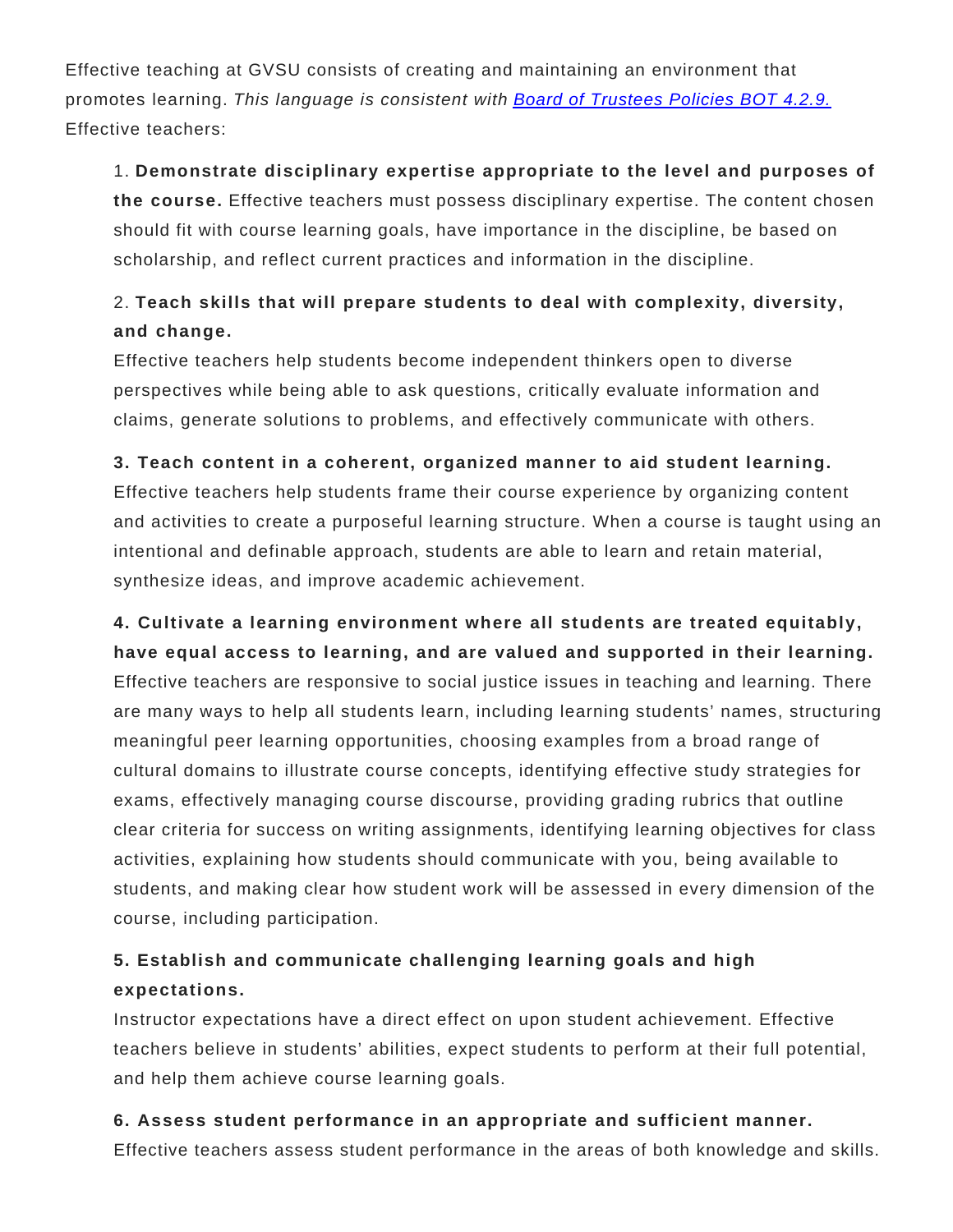Effective teaching at GVSU consists of creating and maintaining an environment that promotes learning. *This language is consistent with [Board of Trustees Policies BOT 4.2.9.](#)* Effective teachers:

1. **Demonstrate disciplinary expertise appropriate to the level and purposes of the course.** Effective teachers must possess disciplinary expertise. The content chosen should fit with course learning goals, have importance in the discipline, be based on scholarship, and reflect current practices and information in the discipline.

2. **Teach skills that will prepare students to deal with complexity, diversity, and change.**
Effective teachers help students become independent thinkers open to diverse perspectives while being able to ask questions, critically evaluate information and claims, generate solutions to problems, and effectively communicate with others.

3. **Teach content in a coherent, organized manner to aid student learning.**
Effective teachers help students frame their course experience by organizing content and activities to create a purposeful learning structure. When a course is taught using an intentional and definable approach, students are able to learn and retain material, synthesize ideas, and improve academic achievement.

4. **Cultivate a learning environment where all students are treated equitably, have equal access to learning, and are valued and supported in their learning.**
Effective teachers are responsive to social justice issues in teaching and learning. There are many ways to help all students learn, including learning students' names, structuring meaningful peer learning opportunities, choosing examples from a broad range of cultural domains to illustrate course concepts, identifying effective study strategies for exams, effectively managing course discourse, providing grading rubrics that outline clear criteria for success on writing assignments, identifying learning objectives for class activities, explaining how students should communicate with you, being available to students, and making clear how student work will be assessed in every dimension of the course, including participation.

5. **Establish and communicate challenging learning goals and high expectations.**
Instructor expectations have a direct effect on upon student achievement. Effective teachers believe in students' abilities, expect students to perform at their full potential, and help them achieve course learning goals.

6. **Assess student performance in an appropriate and sufficient manner.**
Effective teachers assess student performance in the areas of both knowledge and skills.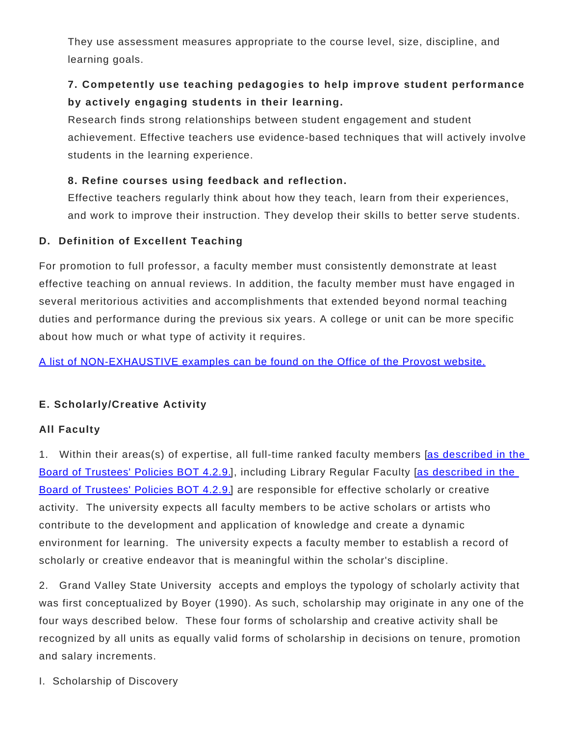They use assessment measures appropriate to the course level, size, discipline, and learning goals.

**7. Competently use teaching pedagogies to help improve student performance by actively engaging students in their learning.**
Research finds strong relationships between student engagement and student achievement. Effective teachers use evidence-based techniques that will actively involve students in the learning experience.

**8. Refine courses using feedback and reflection.**
Effective teachers regularly think about how they teach, learn from their experiences, and work to improve their instruction. They develop their skills to better serve students.

### D. Definition of Excellent Teaching

For promotion to full professor, a faculty member must consistently demonstrate at least effective teaching on annual reviews. In addition, the faculty member must have engaged in several meritorious activities and accomplishments that extended beyond normal teaching duties and performance during the previous six years. A college or unit can be more specific about how much or what type of activity it requires.

A list of NON-EXHAUSTIVE examples can be found on the Office of the Provost website.

### E. Scholarly/Creative Activity

**All Faculty**

1. Within their areas(s) of expertise, all full-time ranked faculty members [as described in the Board of Trustees' Policies BOT 4.2.9.], including Library Regular Faculty [as described in the Board of Trustees' Policies BOT 4.2.9.] are responsible for effective scholarly or creative activity. The university expects all faculty members to be active scholars or artists who contribute to the development and application of knowledge and create a dynamic environment for learning. The university expects a faculty member to establish a record of scholarly or creative endeavor that is meaningful within the scholar's discipline.

2. Grand Valley State University accepts and employs the typology of scholarly activity that was first conceptualized by Boyer (1990). As such, scholarship may originate in any one of the four ways described below. These four forms of scholarship and creative activity shall be recognized by all units as equally valid forms of scholarship in decisions on tenure, promotion and salary increments.

I. Scholarship of Discovery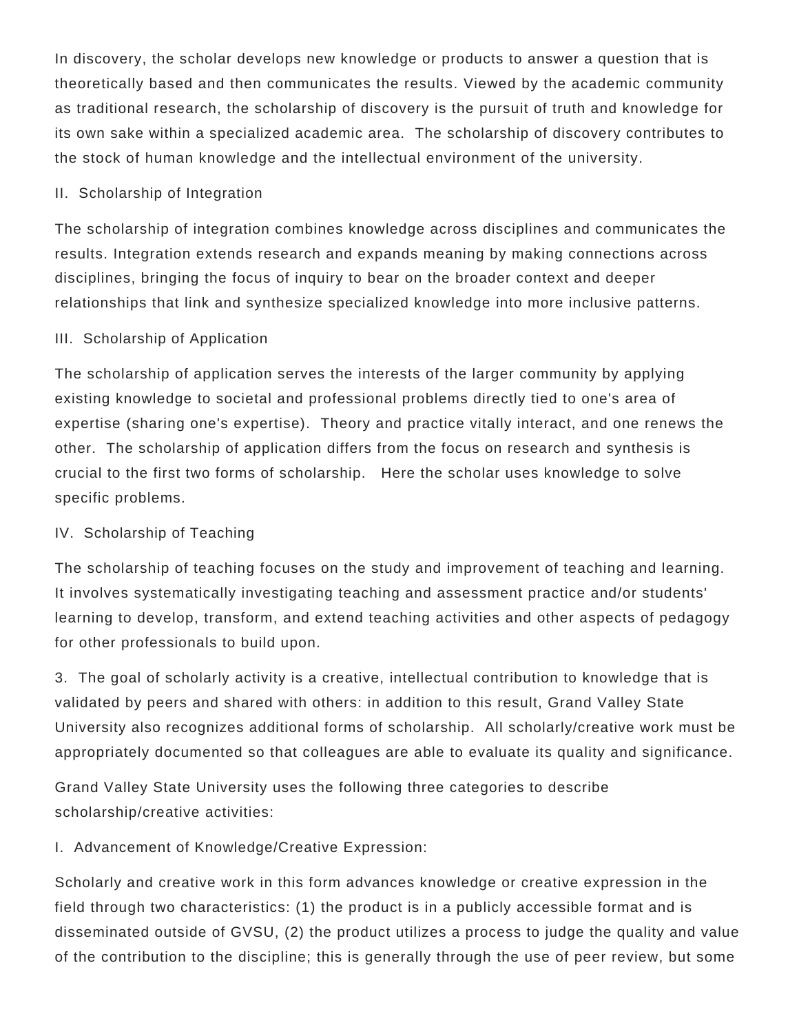In discovery, the scholar develops new knowledge or products to answer a question that is theoretically based and then communicates the results. Viewed by the academic community as traditional research, the scholarship of discovery is the pursuit of truth and knowledge for its own sake within a specialized academic area. The scholarship of discovery contributes to the stock of human knowledge and the intellectual environment of the university.

II. Scholarship of Integration

The scholarship of integration combines knowledge across disciplines and communicates the results. Integration extends research and expands meaning by making connections across disciplines, bringing the focus of inquiry to bear on the broader context and deeper relationships that link and synthesize specialized knowledge into more inclusive patterns.

III. Scholarship of Application

The scholarship of application serves the interests of the larger community by applying existing knowledge to societal and professional problems directly tied to one's area of expertise (sharing one's expertise). Theory and practice vitally interact, and one renews the other. The scholarship of application differs from the focus on research and synthesis is crucial to the first two forms of scholarship. Here the scholar uses knowledge to solve specific problems.

IV. Scholarship of Teaching

The scholarship of teaching focuses on the study and improvement of teaching and learning. It involves systematically investigating teaching and assessment practice and/or students' learning to develop, transform, and extend teaching activities and other aspects of pedagogy for other professionals to build upon.

3. The goal of scholarly activity is a creative, intellectual contribution to knowledge that is validated by peers and shared with others: in addition to this result, Grand Valley State University also recognizes additional forms of scholarship. All scholarly/creative work must be appropriately documented so that colleagues are able to evaluate its quality and significance.

Grand Valley State University uses the following three categories to describe scholarship/creative activities:

I. Advancement of Knowledge/Creative Expression:

Scholarly and creative work in this form advances knowledge or creative expression in the field through two characteristics: (1) the product is in a publicly accessible format and is disseminated outside of GVSU, (2) the product utilizes a process to judge the quality and value of the contribution to the discipline; this is generally through the use of peer review, but some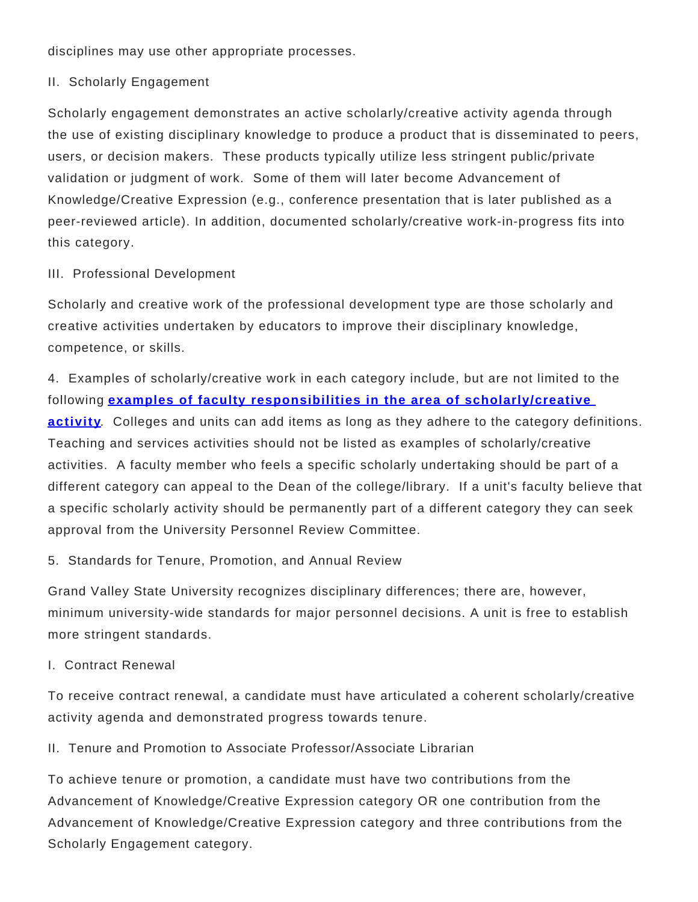disciplines may use other appropriate processes.

II. Scholarly Engagement

Scholarly engagement demonstrates an active scholarly/creative activity agenda through the use of existing disciplinary knowledge to produce a product that is disseminated to peers, users, or decision makers. These products typically utilize less stringent public/private validation or judgment of work. Some of them will later become Advancement of Knowledge/Creative Expression (e.g., conference presentation that is later published as a peer-reviewed article). In addition, documented scholarly/creative work-in-progress fits into this category.

III. Professional Development

Scholarly and creative work of the professional development type are those scholarly and creative activities undertaken by educators to improve their disciplinary knowledge, competence, or skills.

4. Examples of scholarly/creative work in each category include, but are not limited to the following **examples of faculty responsibilities in the area of scholarly/creative activity**. Colleges and units can add items as long as they adhere to the category definitions. Teaching and services activities should not be listed as examples of scholarly/creative activities. A faculty member who feels a specific scholarly undertaking should be part of a different category can appeal to the Dean of the college/library. If a unit's faculty believe that a specific scholarly activity should be permanently part of a different category they can seek approval from the University Personnel Review Committee.

5. Standards for Tenure, Promotion, and Annual Review

Grand Valley State University recognizes disciplinary differences; there are, however, minimum university-wide standards for major personnel decisions. A unit is free to establish more stringent standards.

I. Contract Renewal

To receive contract renewal, a candidate must have articulated a coherent scholarly/creative activity agenda and demonstrated progress towards tenure.

II. Tenure and Promotion to Associate Professor/Associate Librarian

To achieve tenure or promotion, a candidate must have two contributions from the Advancement of Knowledge/Creative Expression category OR one contribution from the Advancement of Knowledge/Creative Expression category and three contributions from the Scholarly Engagement category.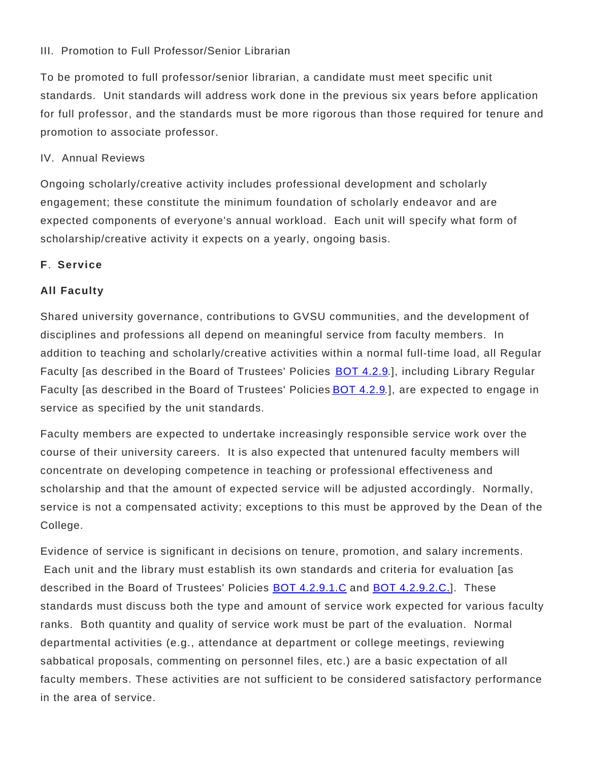III.  Promotion to Full Professor/Senior Librarian

To be promoted to full professor/senior librarian, a candidate must meet specific unit standards.  Unit standards will address work done in the previous six years before application for full professor, and the standards must be more rigorous than those required for tenure and promotion to associate professor.

IV.  Annual Reviews

Ongoing scholarly/creative activity includes professional development and scholarly engagement; these constitute the minimum foundation of scholarly endeavor and are expected components of everyone's annual workload.  Each unit will specify what form of scholarship/creative activity it expects on a yearly, ongoing basis.

**F. Service**

**All Faculty**

Shared university governance, contributions to GVSU communities, and the development of disciplines and professions all depend on meaningful service from faculty members.  In addition to teaching and scholarly/creative activities within a normal full-time load, all Regular Faculty [as described in the Board of Trustees' Policies BOT 4.2.9.], including Library Regular Faculty [as described in the Board of Trustees' Policies BOT 4.2.9.], are expected to engage in service as specified by the unit standards.

Faculty members are expected to undertake increasingly responsible service work over the course of their university careers.  It is also expected that untenured faculty members will concentrate on developing competence in teaching or professional effectiveness and scholarship and that the amount of expected service will be adjusted accordingly.  Normally, service is not a compensated activity; exceptions to this must be approved by the Dean of the College.

Evidence of service is significant in decisions on tenure, promotion, and salary increments.  Each unit and the library must establish its own standards and criteria for evaluation [as described in the Board of Trustees' Policies BOT 4.2.9.1.C and BOT 4.2.9.2.C.].  These standards must discuss both the type and amount of service work expected for various faculty ranks.  Both quantity and quality of service work must be part of the evaluation.  Normal departmental activities (e.g., attendance at department or college meetings, reviewing sabbatical proposals, commenting on personnel files, etc.) are a basic expectation of all faculty members. These activities are not sufficient to be considered satisfactory performance in the area of service.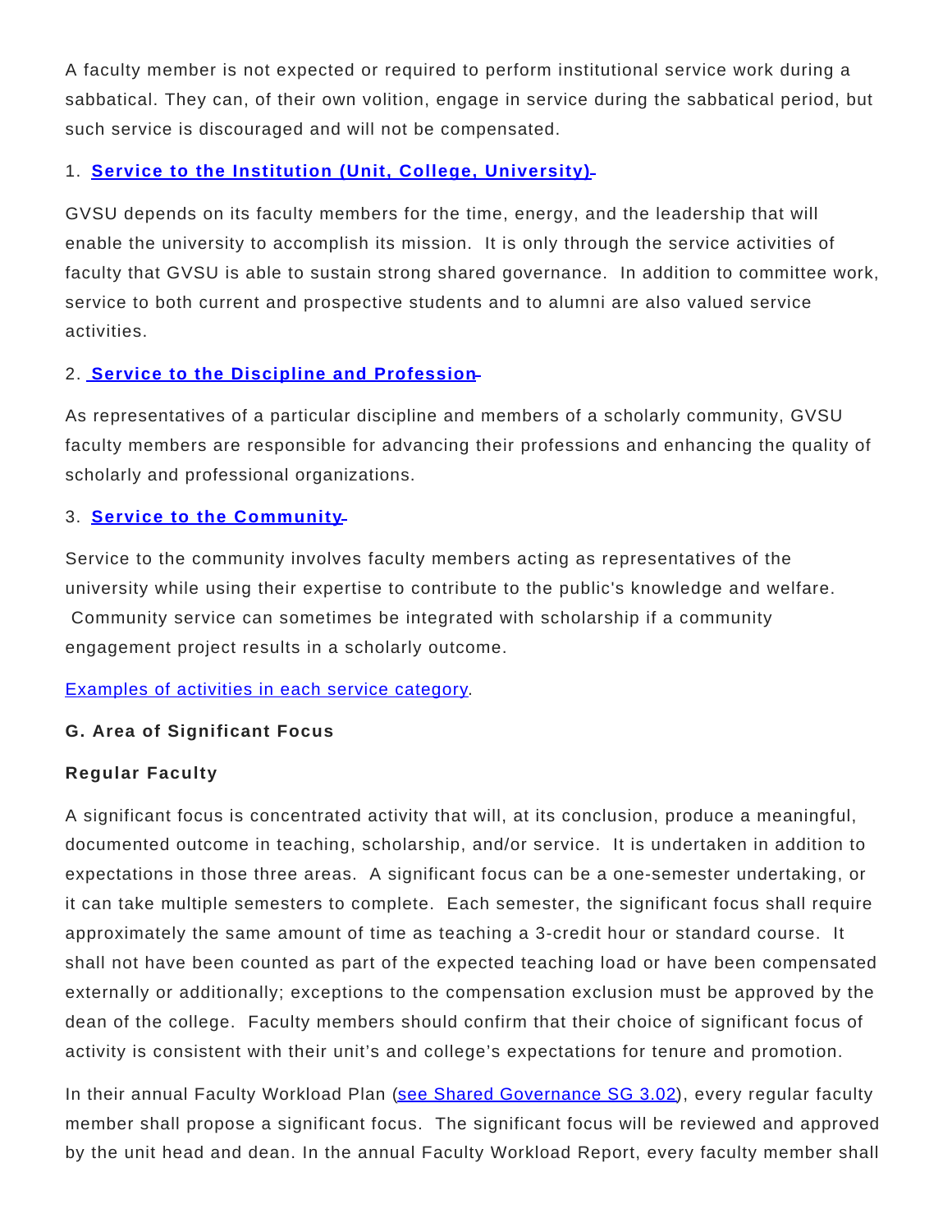A faculty member is not expected or required to perform institutional service work during a sabbatical. They can, of their own volition, engage in service during the sabbatical period, but such service is discouraged and will not be compensated.

1. **Service to the Institution (Unit, College, University)**

GVSU depends on its faculty members for the time, energy, and the leadership that will enable the university to accomplish its mission.  It is only through the service activities of faculty that GVSU is able to sustain strong shared governance.  In addition to committee work, service to both current and prospective students and to alumni are also valued service activities.

2. **Service to the Discipline and Profession**

As representatives of a particular discipline and members of a scholarly community, GVSU faculty members are responsible for advancing their professions and enhancing the quality of scholarly and professional organizations.

3. **Service to the Community**

Service to the community involves faculty members acting as representatives of the university while using their expertise to contribute to the public's knowledge and welfare.  Community service can sometimes be integrated with scholarship if a community engagement project results in a scholarly outcome.

Examples of activities in each service category.

**G. Area of Significant Focus**

**Regular Faculty**

A significant focus is concentrated activity that will, at its conclusion, produce a meaningful, documented outcome in teaching, scholarship, and/or service.  It is undertaken in addition to expectations in those three areas.  A significant focus can be a one-semester undertaking, or it can take multiple semesters to complete.  Each semester, the significant focus shall require approximately the same amount of time as teaching a 3-credit hour or standard course.  It shall not have been counted as part of the expected teaching load or have been compensated externally or additionally; exceptions to the compensation exclusion must be approved by the dean of the college.  Faculty members should confirm that their choice of significant focus of activity is consistent with their unit's and college's expectations for tenure and promotion.

In their annual Faculty Workload Plan (see Shared Governance SG 3.02), every regular faculty member shall propose a significant focus.  The significant focus will be reviewed and approved by the unit head and dean. In the annual Faculty Workload Report, every faculty member shall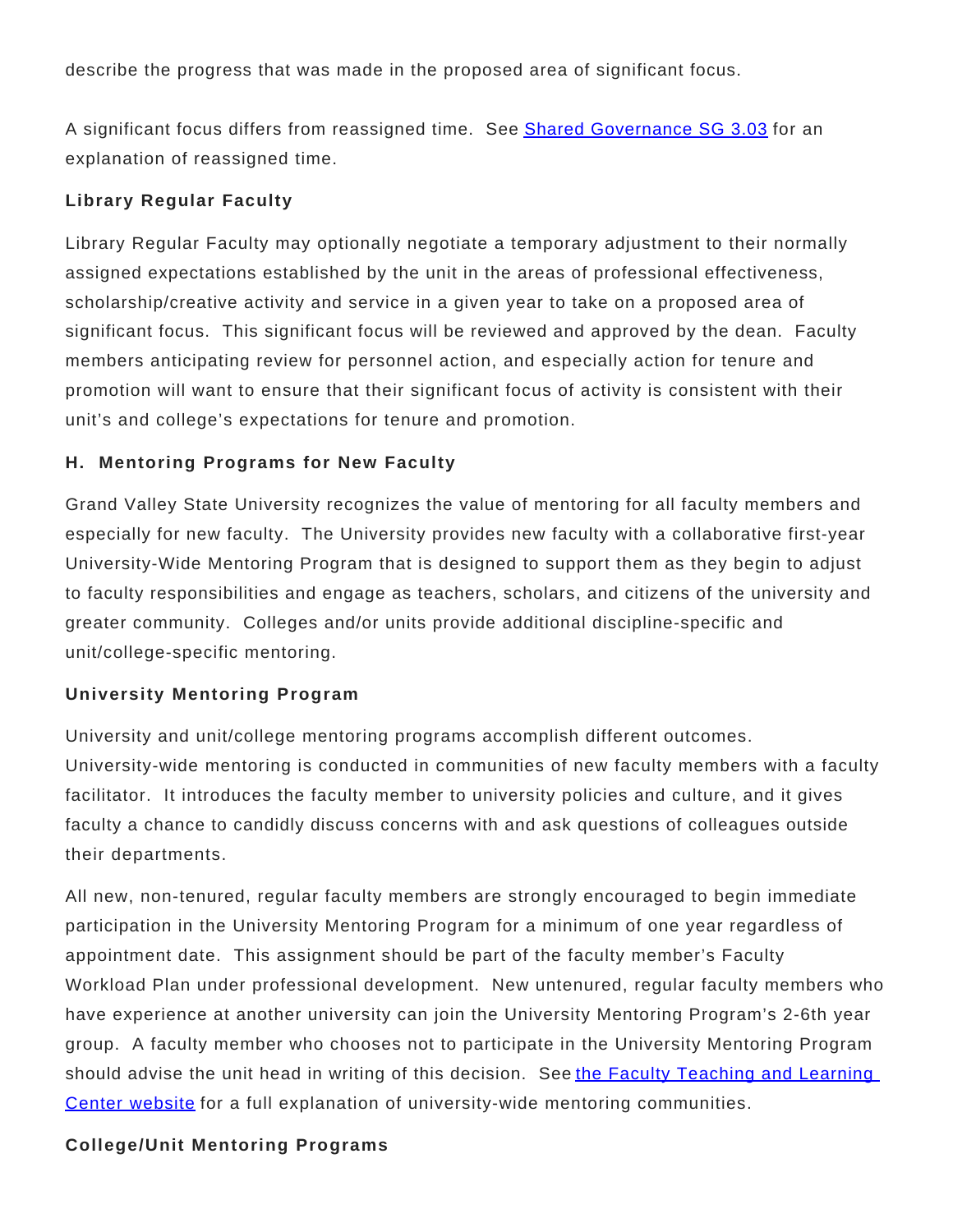describe the progress that was made in the proposed area of significant focus.

A significant focus differs from reassigned time. See [Shared Governance SG 3.03]() for an explanation of reassigned time.

**Library Regular Faculty**

Library Regular Faculty may optionally negotiate a temporary adjustment to their normally assigned expectations established by the unit in the areas of professional effectiveness, scholarship/creative activity and service in a given year to take on a proposed area of significant focus. This significant focus will be reviewed and approved by the dean. Faculty members anticipating review for personnel action, and especially action for tenure and promotion will want to ensure that their significant focus of activity is consistent with their unit's and college's expectations for tenure and promotion.

**H. Mentoring Programs for New Faculty**

Grand Valley State University recognizes the value of mentoring for all faculty members and especially for new faculty. The University provides new faculty with a collaborative first-year University-Wide Mentoring Program that is designed to support them as they begin to adjust to faculty responsibilities and engage as teachers, scholars, and citizens of the university and greater community. Colleges and/or units provide additional discipline-specific and unit/college-specific mentoring.

**University Mentoring Program**

University and unit/college mentoring programs accomplish different outcomes. University-wide mentoring is conducted in communities of new faculty members with a faculty facilitator. It introduces the faculty member to university policies and culture, and it gives faculty a chance to candidly discuss concerns with and ask questions of colleagues outside their departments.

All new, non-tenured, regular faculty members are strongly encouraged to begin immediate participation in the University Mentoring Program for a minimum of one year regardless of appointment date. This assignment should be part of the faculty member's Faculty Workload Plan under professional development. New untenured, regular faculty members who have experience at another university can join the University Mentoring Program's 2-6th year group. A faculty member who chooses not to participate in the University Mentoring Program should advise the unit head in writing of this decision. See [the Faculty Teaching and Learning Center website]() for a full explanation of university-wide mentoring communities.

**College/Unit Mentoring Programs**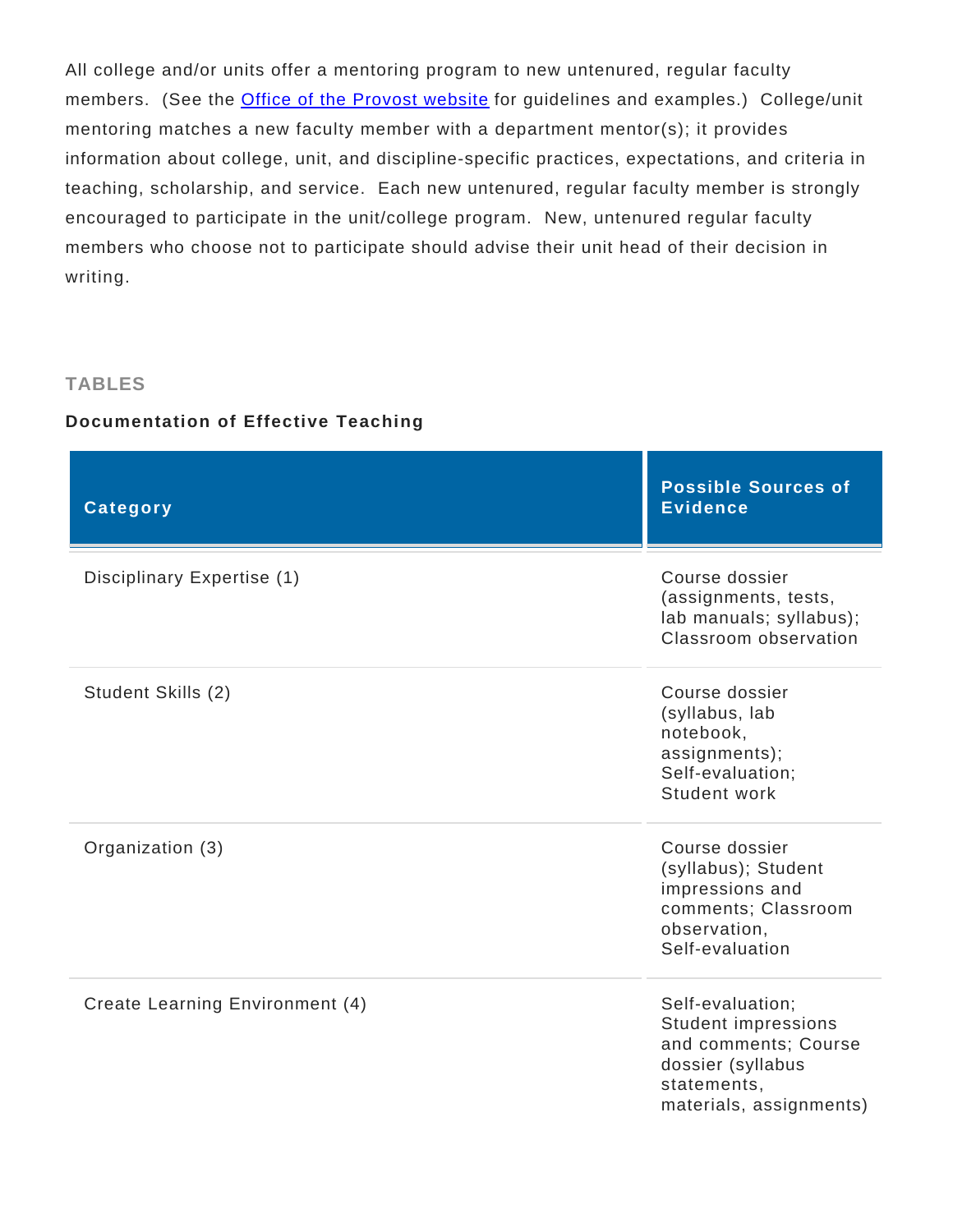All college and/or units offer a mentoring program to new untenured, regular faculty members. (See the [Office of the Provost website](#) for guidelines and examples.) College/unit mentoring matches a new faculty member with a department mentor(s); it provides information about college, unit, and discipline-specific practices, expectations, and criteria in teaching, scholarship, and service. Each new untenured, regular faculty member is strongly encouraged to participate in the unit/college program. New, untenured regular faculty members who choose not to participate should advise their unit head of their decision in writing.

## TABLES

### Documentation of Effective Teaching

| Category | Possible Sources of Evidence |
| --- | --- |
| Disciplinary Expertise (1) | Course dossier (assignments, tests, lab manuals; syllabus); Classroom observation |
| Student Skills (2) | Course dossier (syllabus, lab notebook, assignments); Self-evaluation; Student work |
| Organization (3) | Course dossier (syllabus); Student impressions and comments; Classroom observation, Self-evaluation |
| Create Learning Environment (4) | Self-evaluation; Student impressions and comments; Course dossier (syllabus statements, materials, assignments) |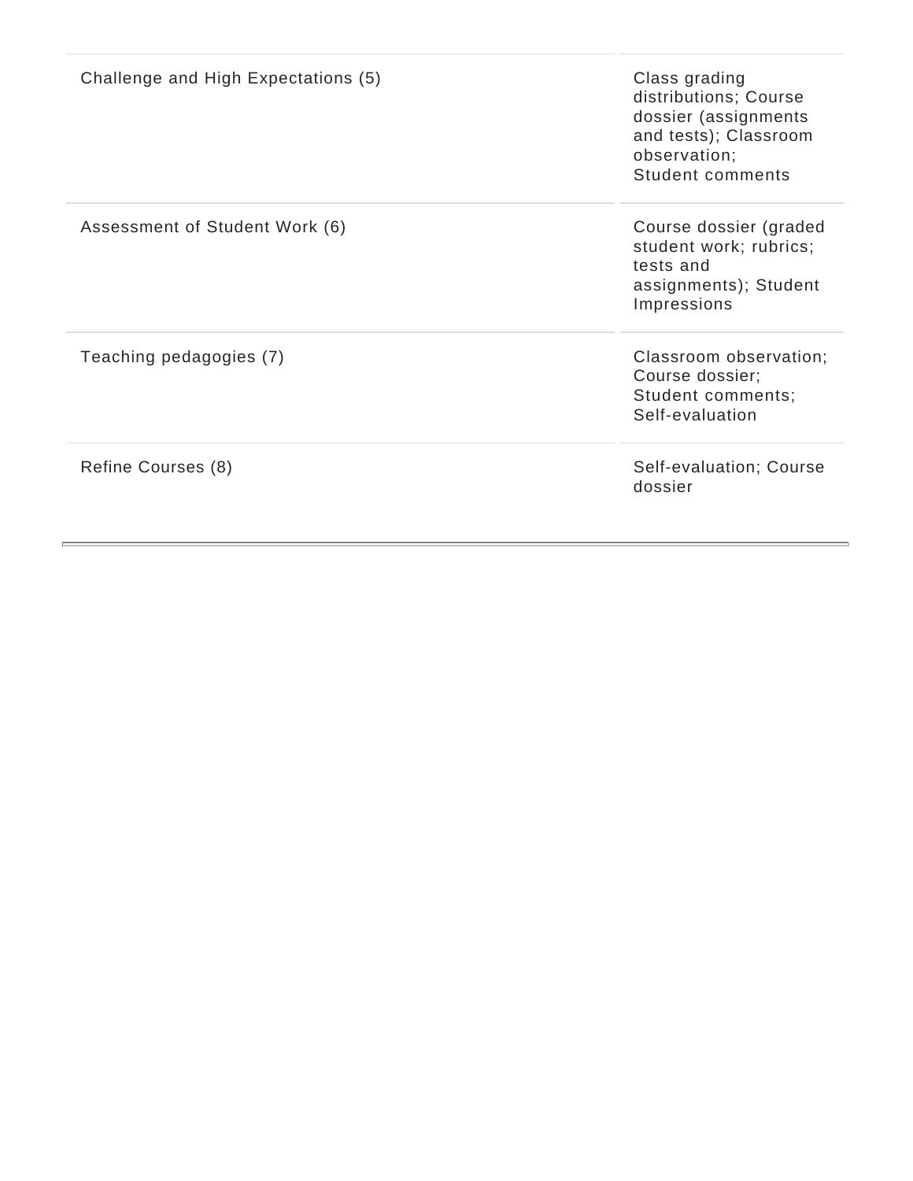| | |
|---|---|
| Challenge and High Expectations (5) | Class grading distributions; Course dossier (assignments and tests); Classroom observation; Student comments |
| Assessment of Student Work (6) | Course dossier (graded student work; rubrics; tests and assignments); Student Impressions |
| Teaching pedagogies (7) | Classroom observation; Course dossier; Student comments; Self-evaluation |
| Refine Courses (8) | Self-evaluation; Course dossier |